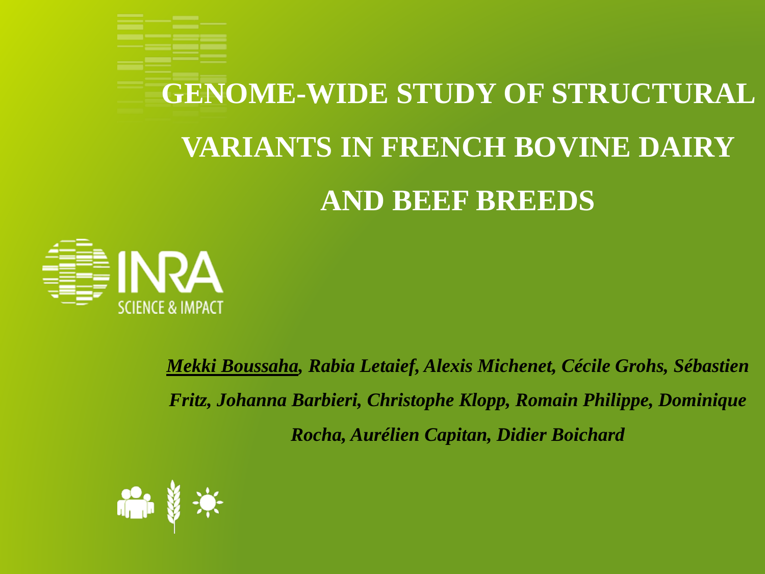# GENOME-WIDE STUDY OF STRUCTURAL VARIANTS IN FRENCH BOVINE DAIRY AND BEEF BREEDS

INRA
SCIENCE & IMPACT

*Mekki Boussaha, Rabia Letaief, Alexis Michenet, Cécile Grohs, Sébastien Fritz, Johanna Barbieri, Christophe Klopp, Romain Philippe, Dominique Rocha, Aurélien Capitan, Didier Boichard*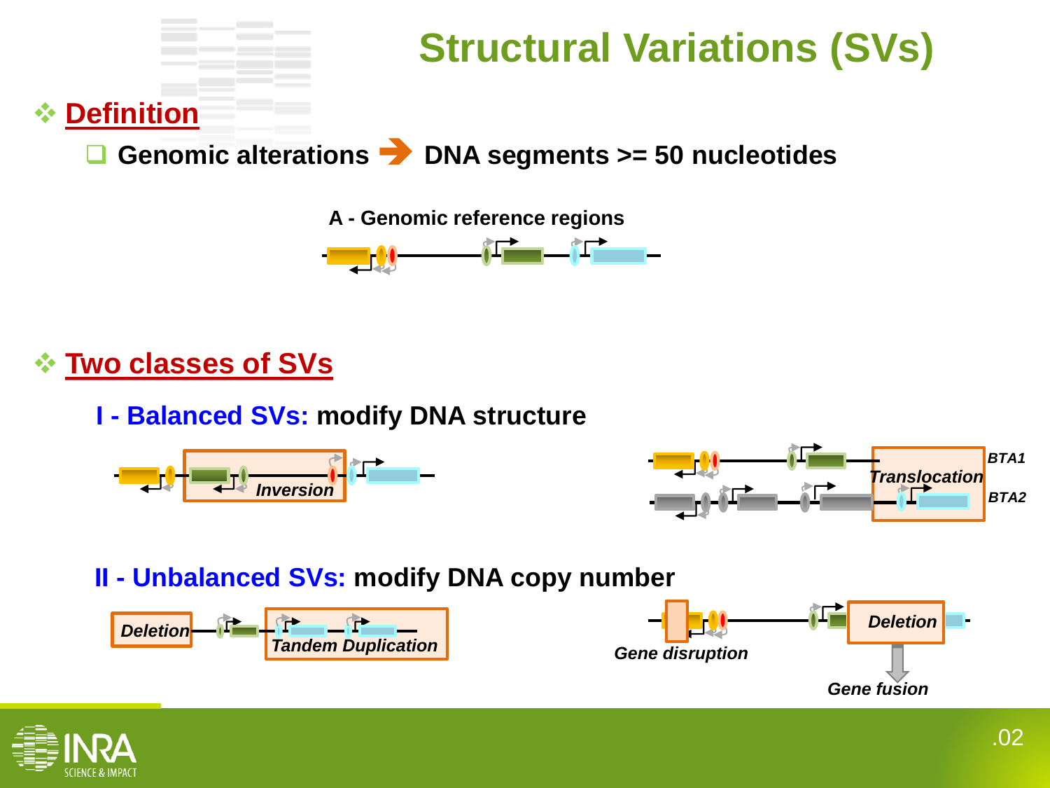# Structural Variations (SVs)

## Definition

- Genomic alterations ➔ DNA segments >= 50 nucleotides

A - Genomic reference regions

## Two classes of SVs

### I - Balanced SVs: modify DNA structure

Inversion

Translocation

BTA1

BTA2

### II - Unbalanced SVs: modify DNA copy number

Deletion

Tandem Duplication

Gene disruption

Deletion

Gene fusion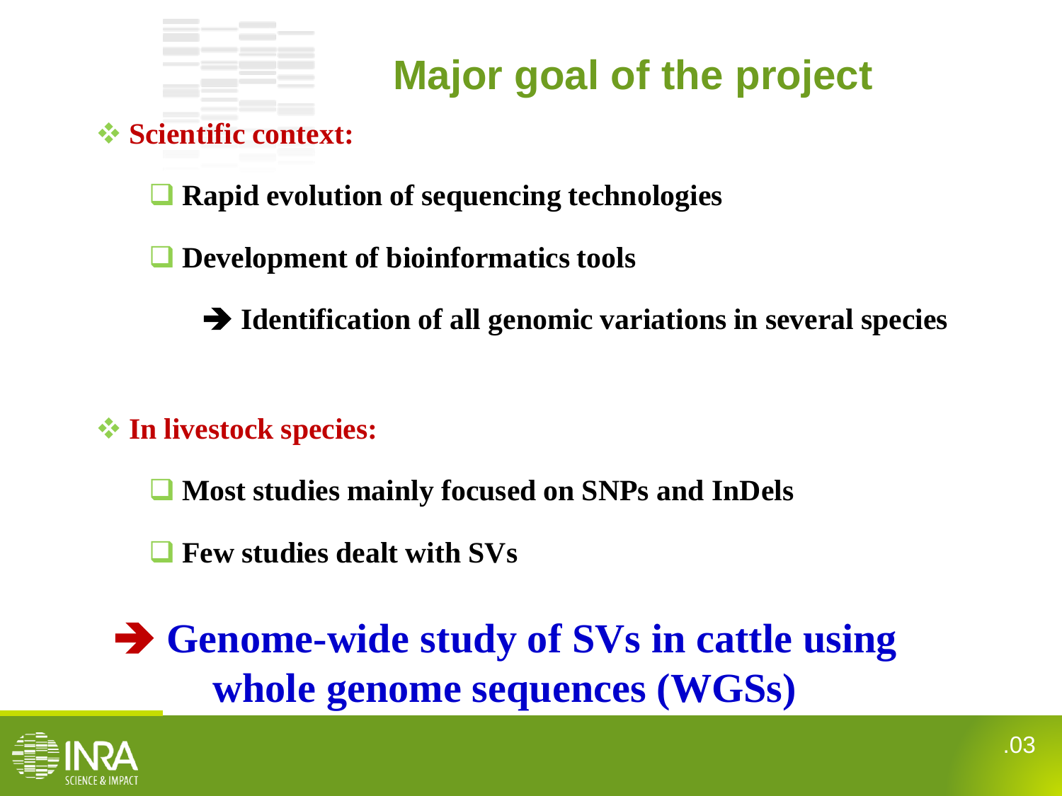# Major goal of the project

- **Scientific context:**
  - **Rapid evolution of sequencing technologies**
  - **Development of bioinformatics tools**
    - ➔ **Identification of all genomic variations in several species**

- **In livestock species:**
  - **Most studies mainly focused on SNPs and InDels**
  - **Few studies dealt with SVs**

➔ **Genome-wide study of SVs in cattle using whole genome sequences (WGSs)**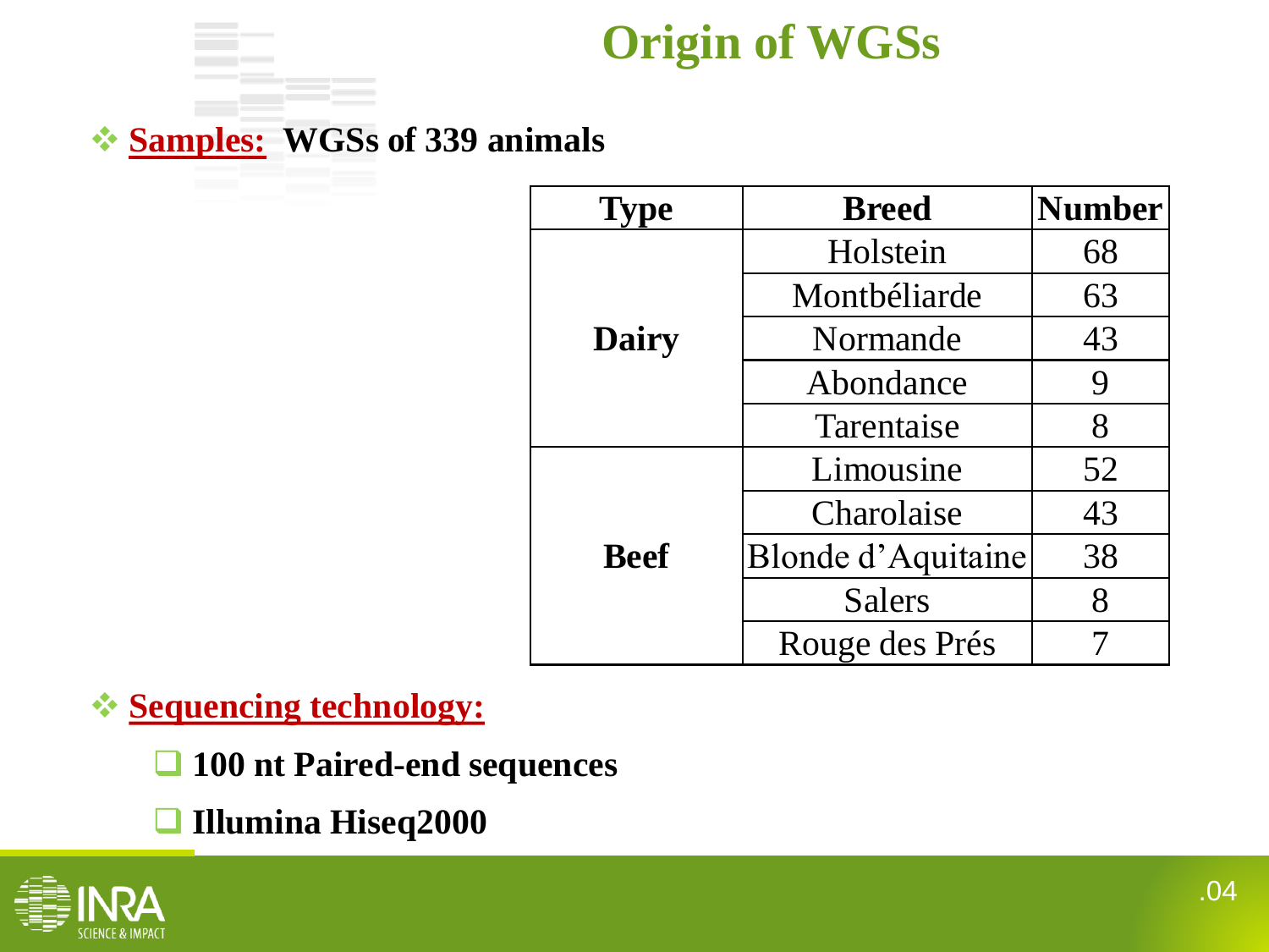# Origin of WGSs

- **Samples:** **WGSs of 339 animals**

| Type | Breed | Number |
|---|---|---|
| **Dairy** | Holstein | 68 |
| | Montbéliarde | 63 |
| | Normande | 43 |
| | Abondance | 9 |
| | Tarentaise | 8 |
| **Beef** | Limousine | 52 |
| | Charolaise | 43 |
| | Blonde d'Aquitaine | 38 |
| | Salers | 8 |
| | Rouge des Prés | 7 |

- **Sequencing technology:**
  - **100 nt Paired-end sequences**
  - **Illumina Hiseq2000**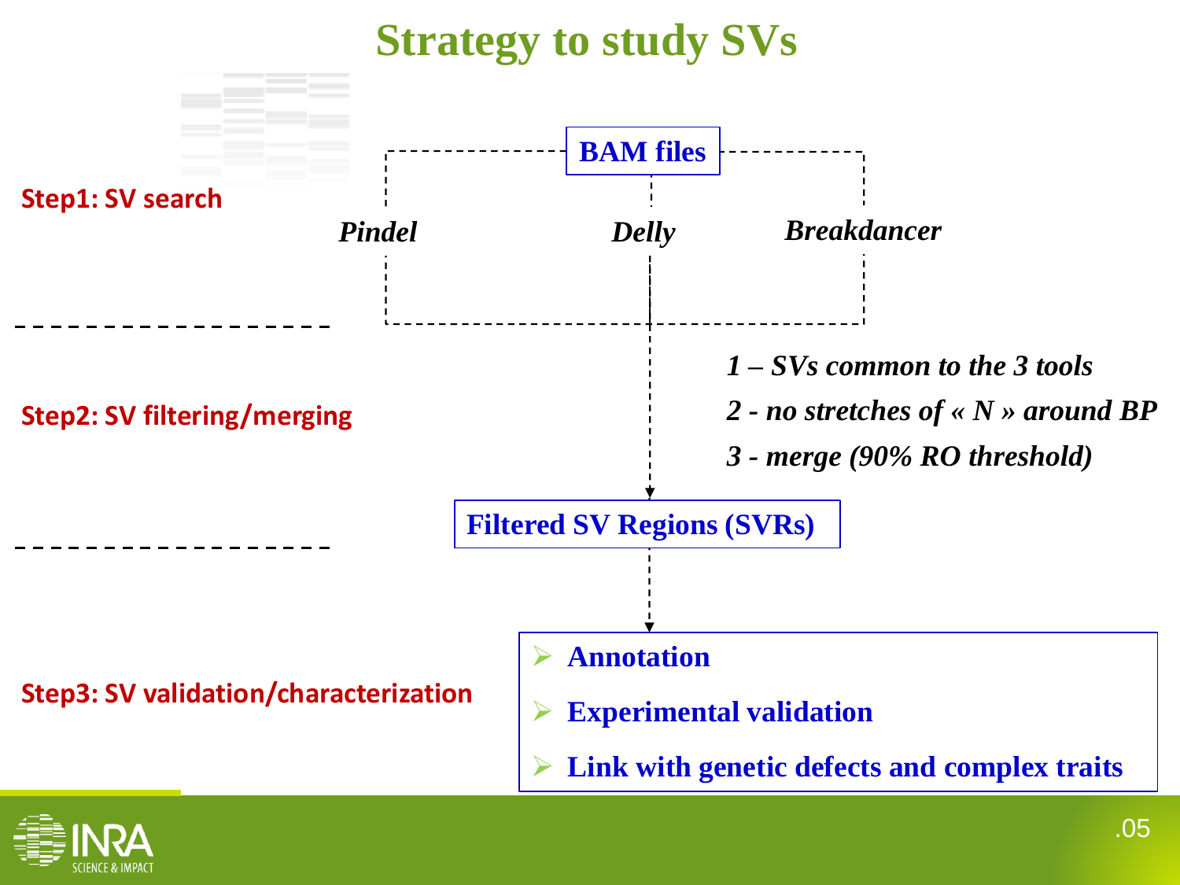# Strategy to study SVs

**Step1: SV search**

**BAM files**

*Pindel* — *Delly* — *Breakdancer*

**Step2: SV filtering/merging**

*1 – SVs common to the 3 tools*

*2 - no stretches of « N » around BP*

*3 - merge (90% RO threshold)*

**Filtered SV Regions (SVRs)**

**Step3: SV validation/characterization**

- **Annotation**
- **Experimental validation**
- **Link with genetic defects and complex traits**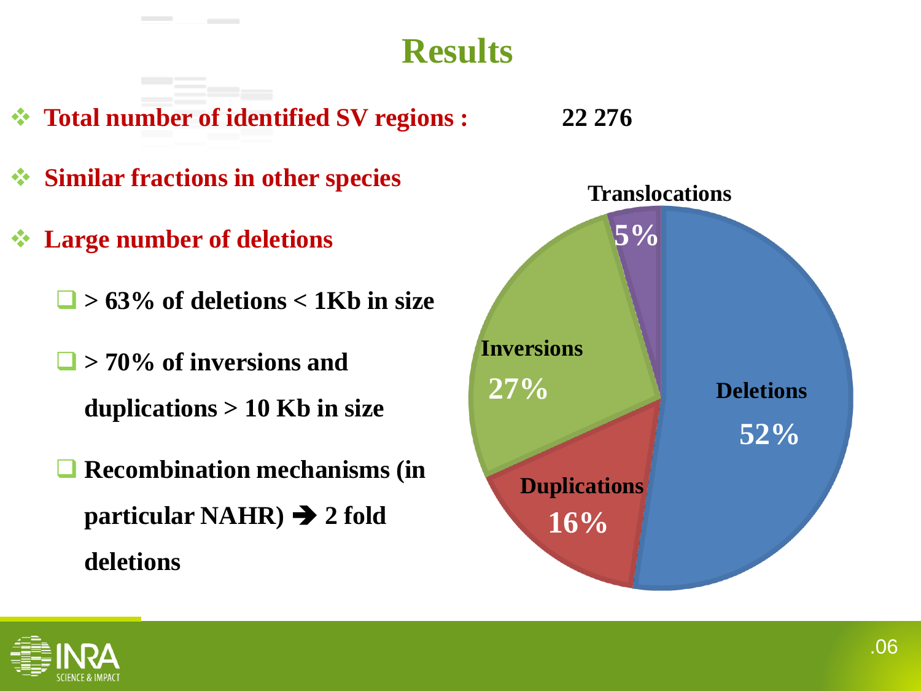# Results

- **Total number of identified SV regions : 22 276**
- **Similar fractions in other species**
- **Large number of deletions**
  - **> 63% of deletions < 1Kb in size**
  - **> 70% of inversions and duplications > 10 Kb in size**
  - **Recombination mechanisms (in particular NAHR) ➔ 2 fold deletions**

| SV type | Fraction |
| --- | --- |
| Deletions | 52% |
| Inversions | 27% |
| Duplications | 16% |
| Translocations | 5% |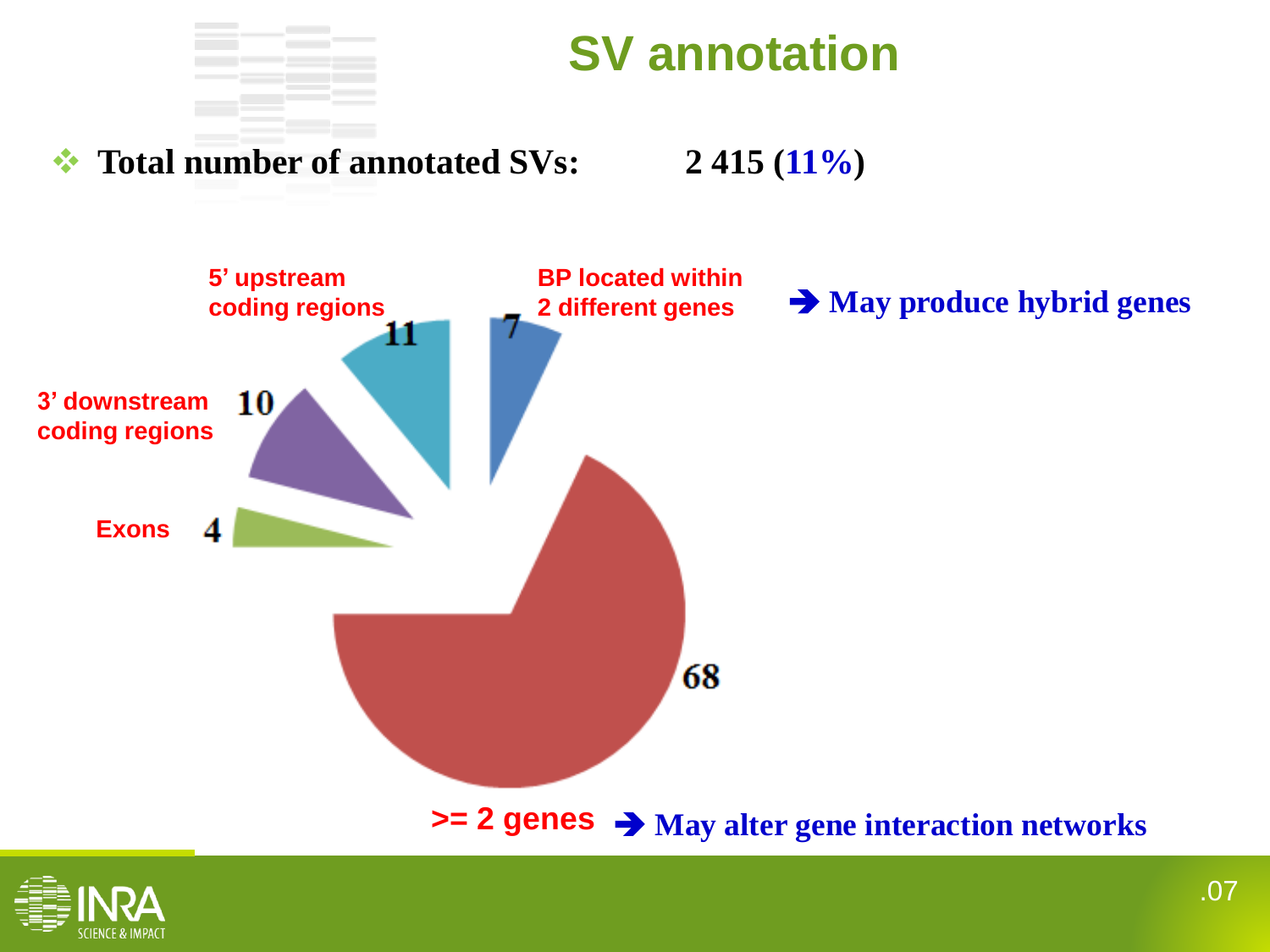# SV annotation

- **Total number of annotated SVs: 2 415 (11%)**

5' upstream coding regions — 11

BP located within 2 different genes — 7 → **May produce hybrid genes**

3' downstream coding regions — 10

Exons — 4

>= 2 genes — 68 → **May alter gene interaction networks**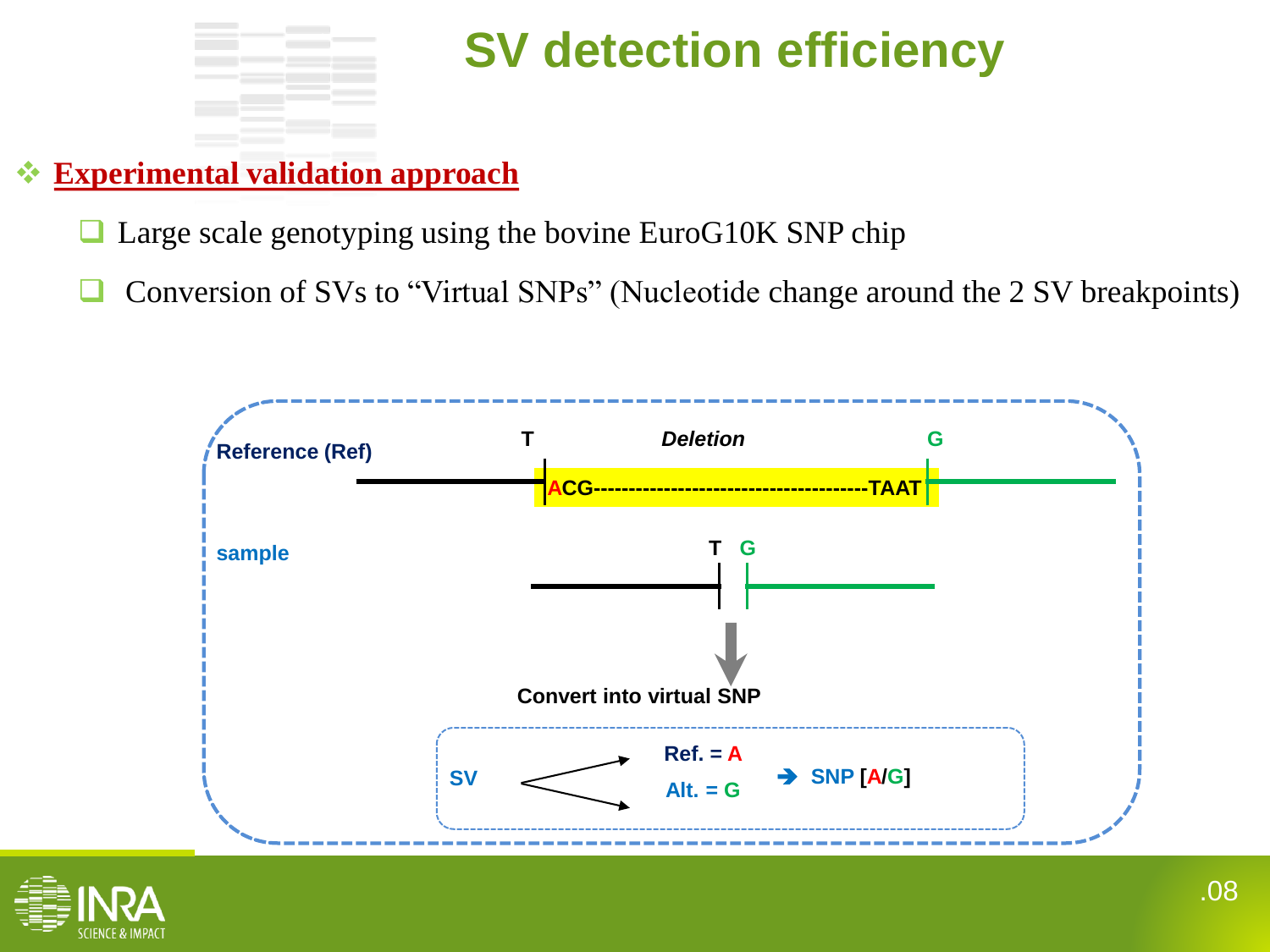# SV detection efficiency

## Experimental validation approach

- Large scale genotyping using the bovine EuroG10K SNP chip
- Conversion of SVs to "Virtual SNPs" (Nucleotide change around the 2 SV breakpoints)

Reference (Ref)

T — *Deletion* — G

ACG---------------------------------------TAAT

sample

T G

Convert into virtual SNP

SV → Ref. = A / Alt. = G ➔ SNP [A/G]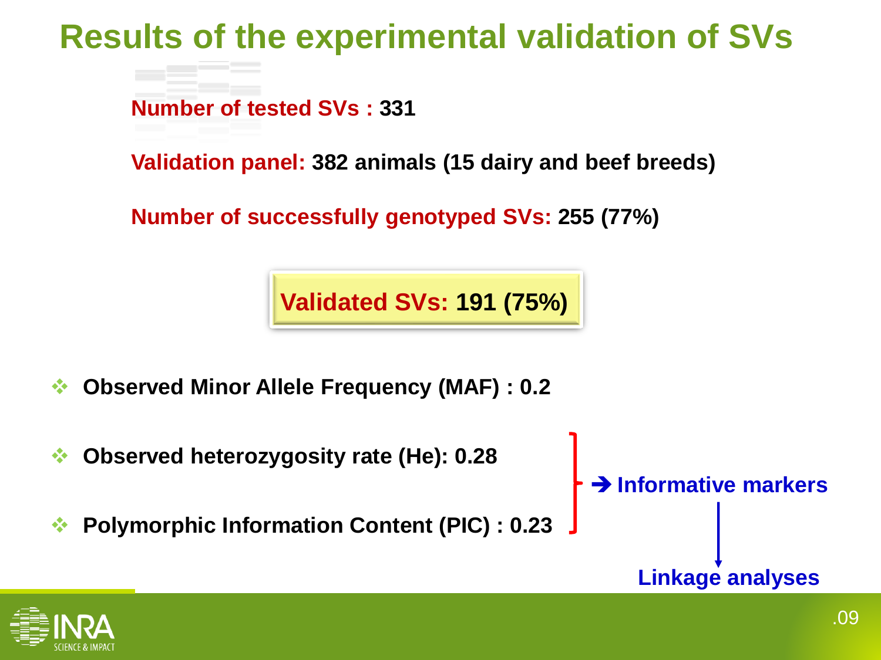# Results of the experimental validation of SVs

**Number of tested SVs : 331**

**Validation panel: 382 animals (15 dairy and beef breeds)**

**Number of successfully genotyped SVs: 255 (77%)**

**Validated SVs: 191 (75%)**

- **Observed Minor Allele Frequency (MAF) : 0.2**
- **Observed heterozygosity rate (He): 0.28**
- **Polymorphic Information Content (PIC) : 0.23**

→ **Informative markers** → **Linkage analyses**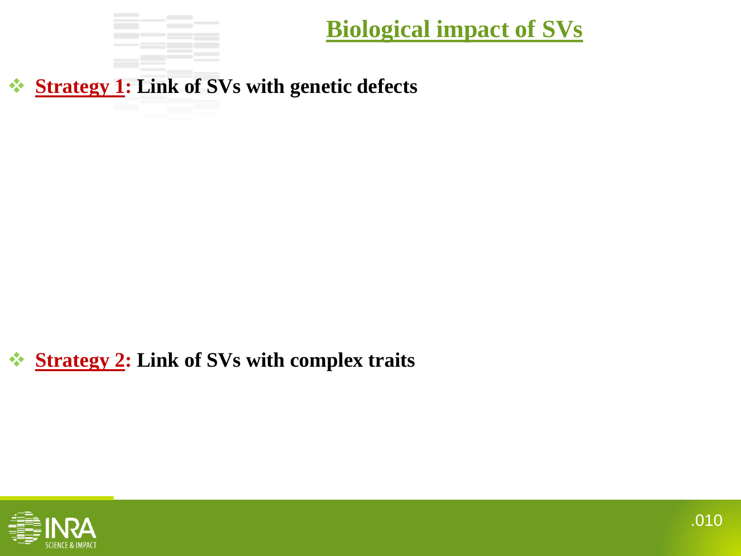# Biological impact of SVs

- **Strategy 1: Link of SVs with genetic defects**

- **Strategy 2: Link of SVs with complex traits**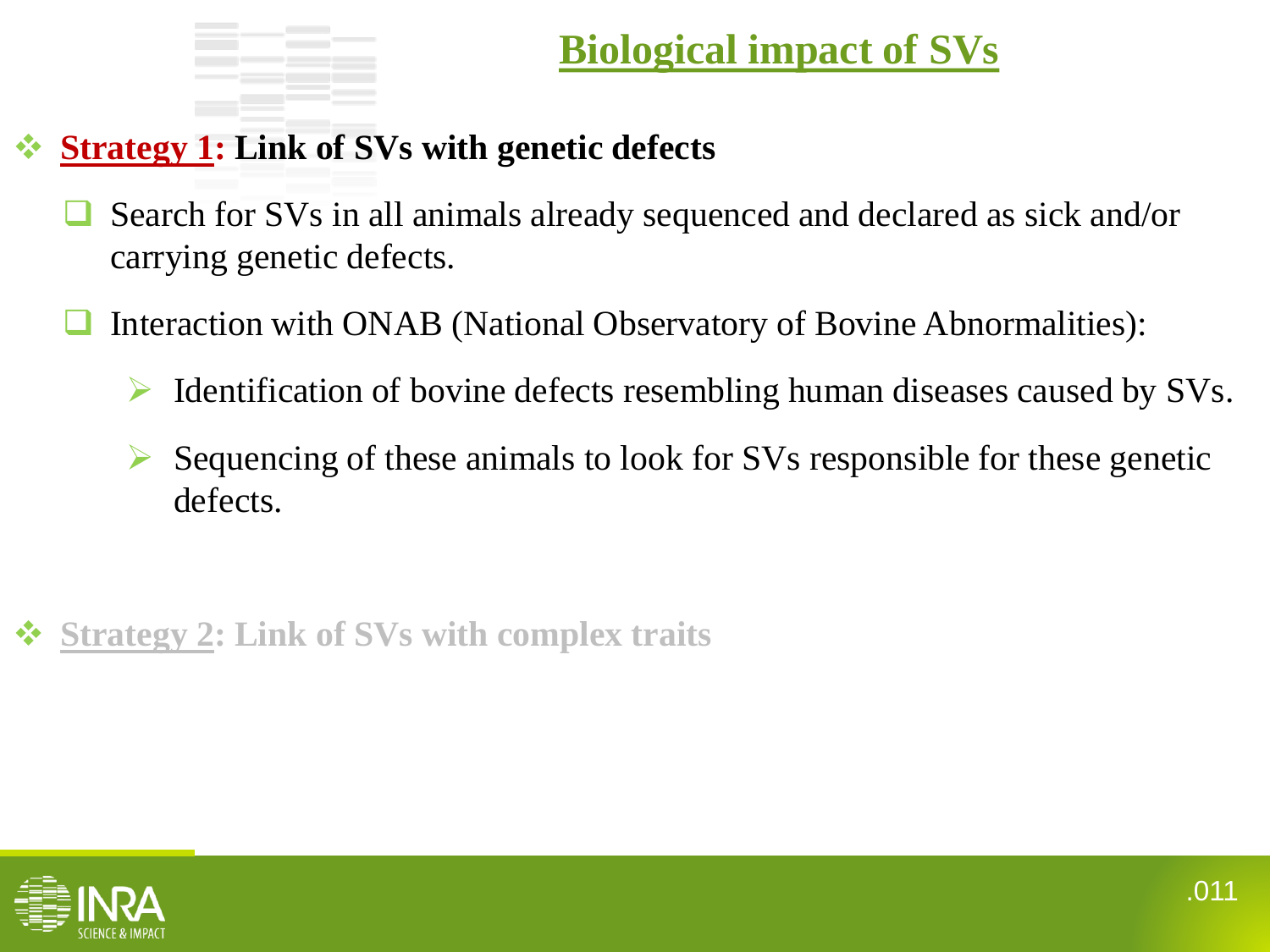# Biological impact of SVs

- **Strategy 1: Link of SVs with genetic defects**
  - Search for SVs in all animals already sequenced and declared as sick and/or carrying genetic defects.
  - Interaction with ONAB (National Observatory of Bovine Abnormalities):
    - Identification of bovine defects resembling human diseases caused by SVs.
    - Sequencing of these animals to look for SVs responsible for these genetic defects.

- **Strategy 2: Link of SVs with complex traits**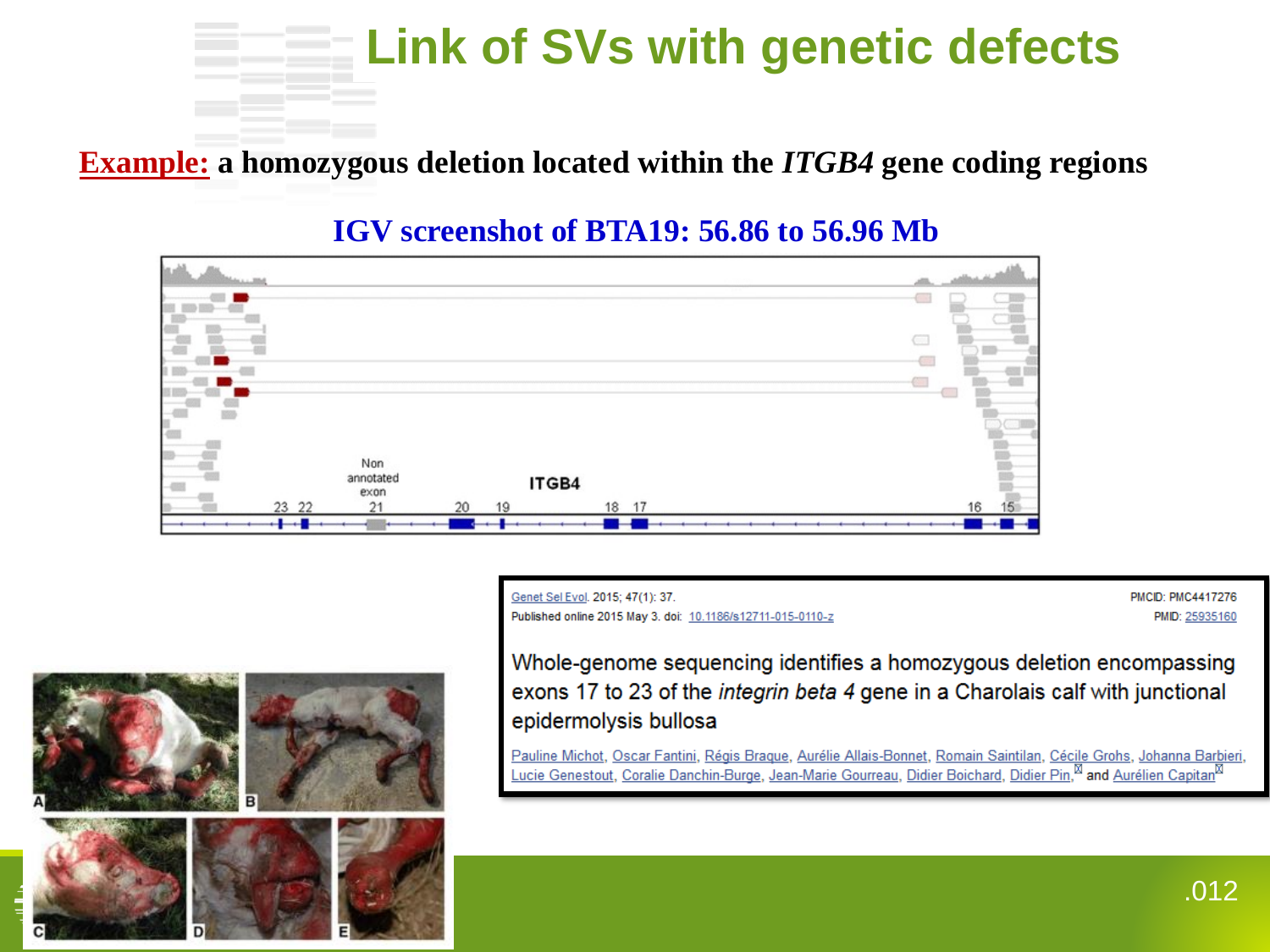# Link of SVs with genetic defects

**Example:** **a homozygous deletion located within the *ITGB4* gene coding regions**

**IGV screenshot of BTA19: 56.86 to 56.96 Mb**

Non annotated exon

ITGB4

23 22 21 20 19 18 17 16 15

Genet Sel Evol. 2015; 47(1): 37.
Published online 2015 May 3. doi: 10.1186/s12711-015-0110-z

PMCID: PMC4417276
PMID: 25935160

Whole-genome sequencing identifies a homozygous deletion encompassing exons 17 to 23 of the *integrin beta 4* gene in a Charolais calf with junctional epidermolysis bullosa

Pauline Michot, Oscar Fantini, Régis Braque, Aurélie Allais-Bonnet, Romain Saintilan, Cécile Grohs, Johanna Barbieri, Lucie Genestout, Coralie Danchin-Burge, Jean-Marie Gourreau, Didier Boichard, Didier Pin, and Aurélien Capitan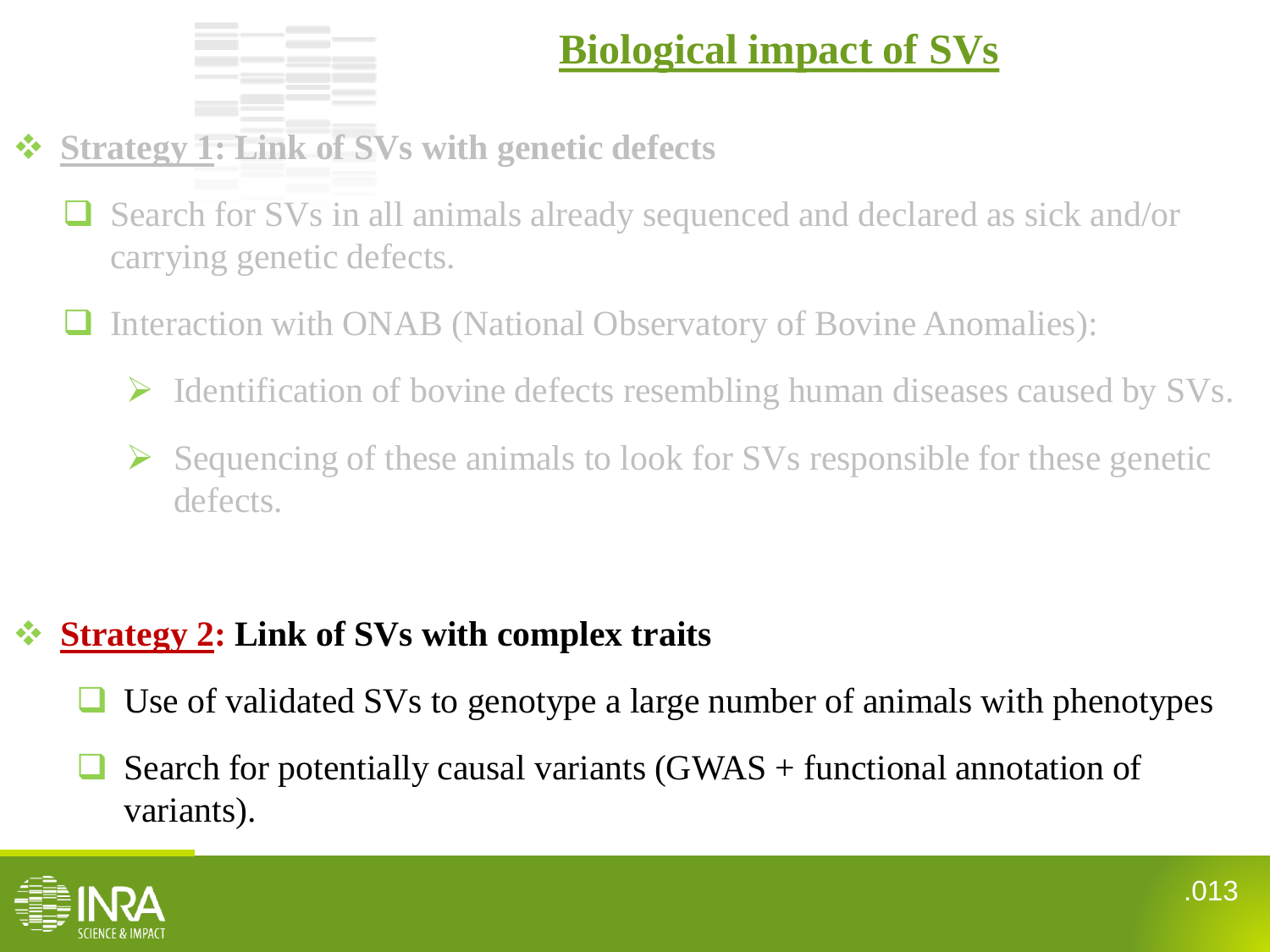# Biological impact of SVs

- **Strategy 1: Link of SVs with genetic defects**
  - Search for SVs in all animals already sequenced and declared as sick and/or carrying genetic defects.
  - Interaction with ONAB (National Observatory of Bovine Anomalies):
    - Identification of bovine defects resembling human diseases caused by SVs.
    - Sequencing of these animals to look for SVs responsible for these genetic defects.

- **Strategy 2: Link of SVs with complex traits**
  - Use of validated SVs to genotype a large number of animals with phenotypes
  - Search for potentially causal variants (GWAS + functional annotation of variants).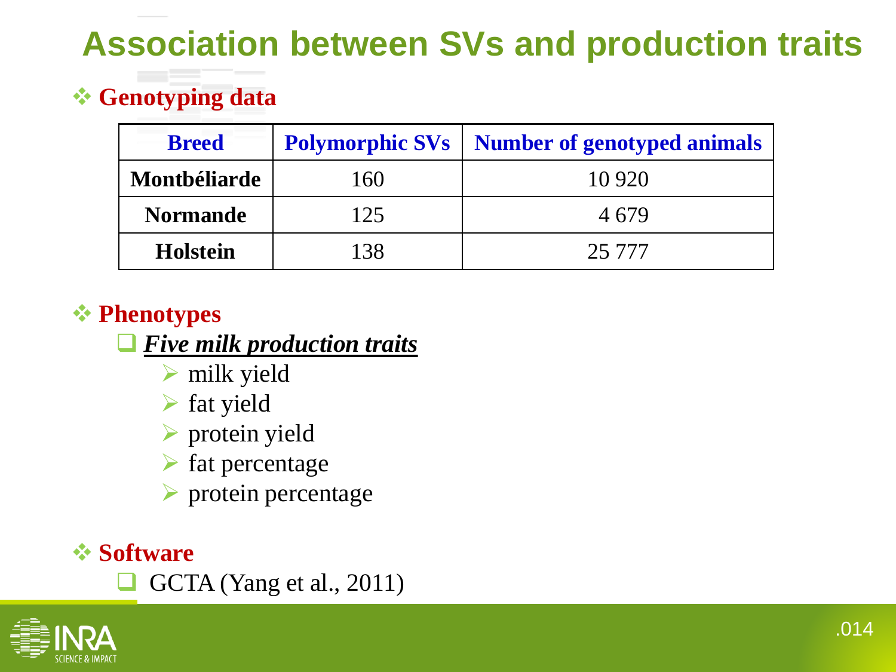# Association between SVs and production traits

## Genotyping data

| Breed | Polymorphic SVs | Number of genotyped animals |
|---|---|---|
| **Montbéliarde** | 160 | 10 920 |
| **Normande** | 125 | 4 679 |
| **Holstein** | 138 | 25 777 |

## Phenotypes

- ***Five milk production traits***
  - milk yield
  - fat yield
  - protein yield
  - fat percentage
  - protein percentage

## Software

- GCTA (Yang et al., 2011)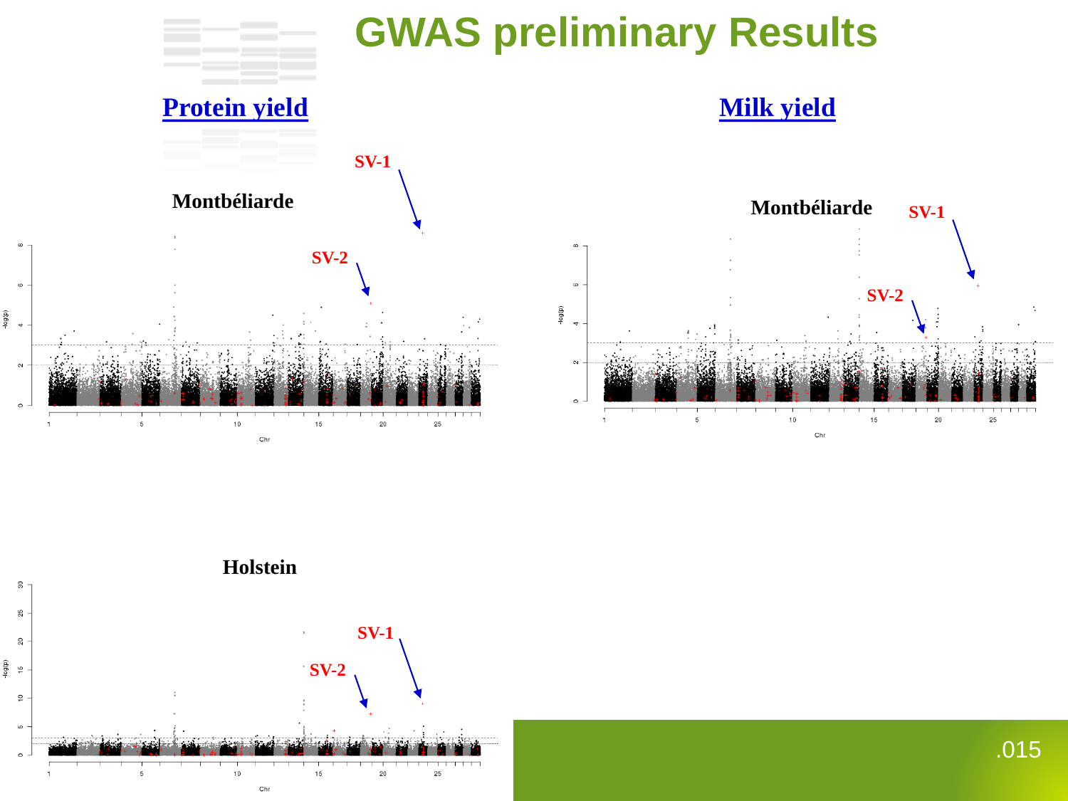# GWAS preliminary Results

## Protein yield

Montbéliarde

SV-1

SV-2

Holstein

SV-1

SV-2

## Milk yield

Montbéliarde

SV-1

SV-2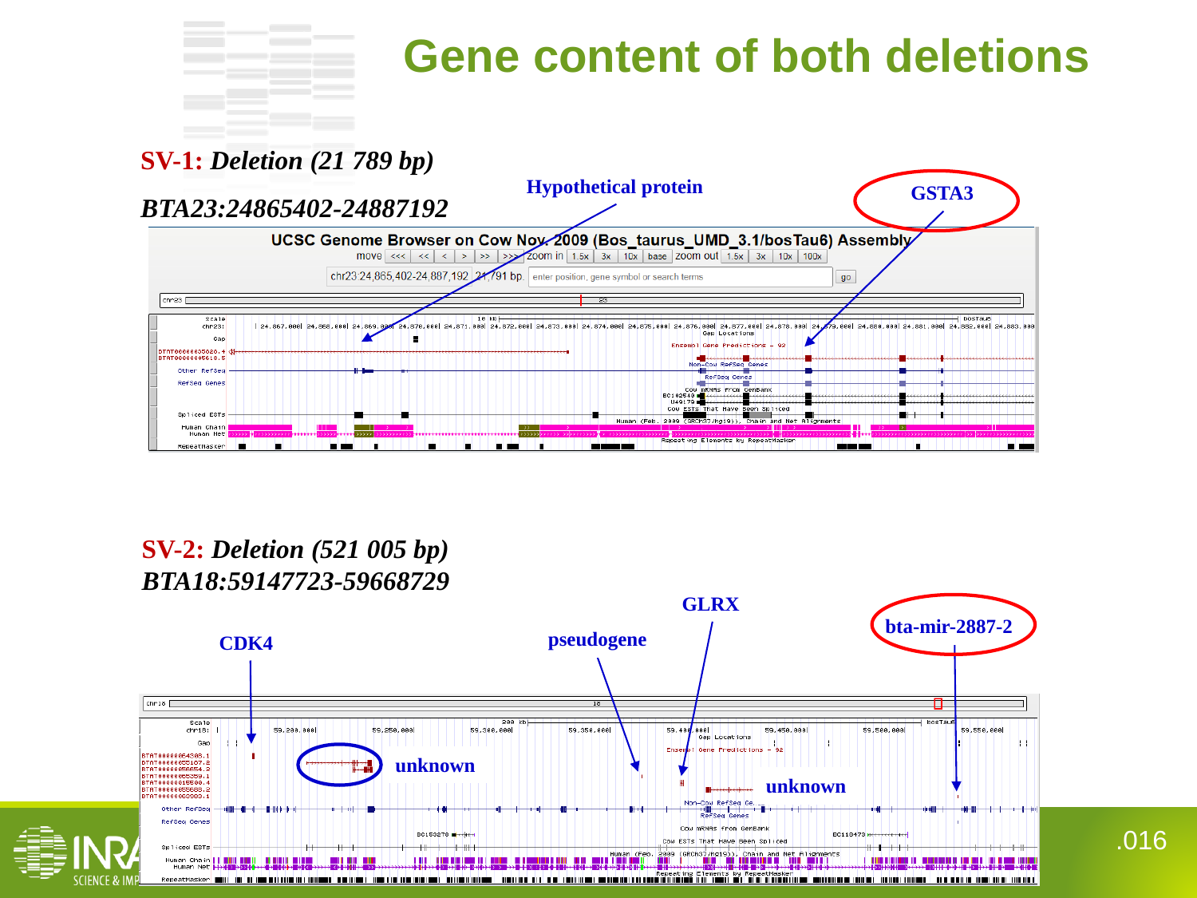# Gene content of both deletions

**SV-1:** *Deletion (21 789 bp)*

*BTA23:24865402-24887192*

Hypothetical protein

GSTA3

**SV-2:** *Deletion (521 005 bp)*

*BTA18:59147723-59668729*

CDK4

pseudogene

GLRX

bta-mir-2887-2

unknown

unknown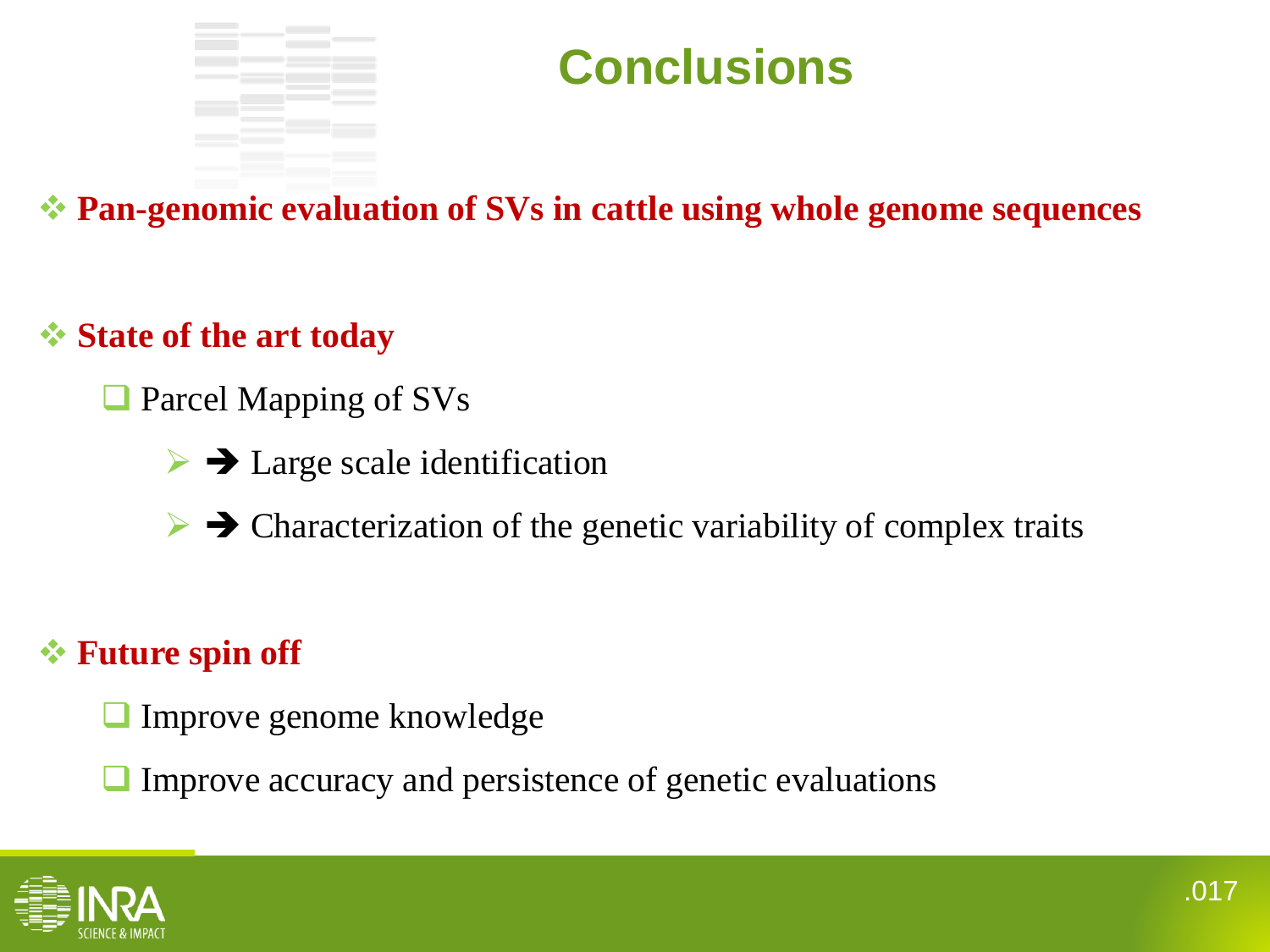# Conclusions

- **Pan-genomic evaluation of SVs in cattle using whole genome sequences**

- **State of the art today**
  - Parcel Mapping of SVs
    - ➔ Large scale identification
    - ➔ Characterization of the genetic variability of complex traits

- **Future spin off**
  - Improve genome knowledge
  - Improve accuracy and persistence of genetic evaluations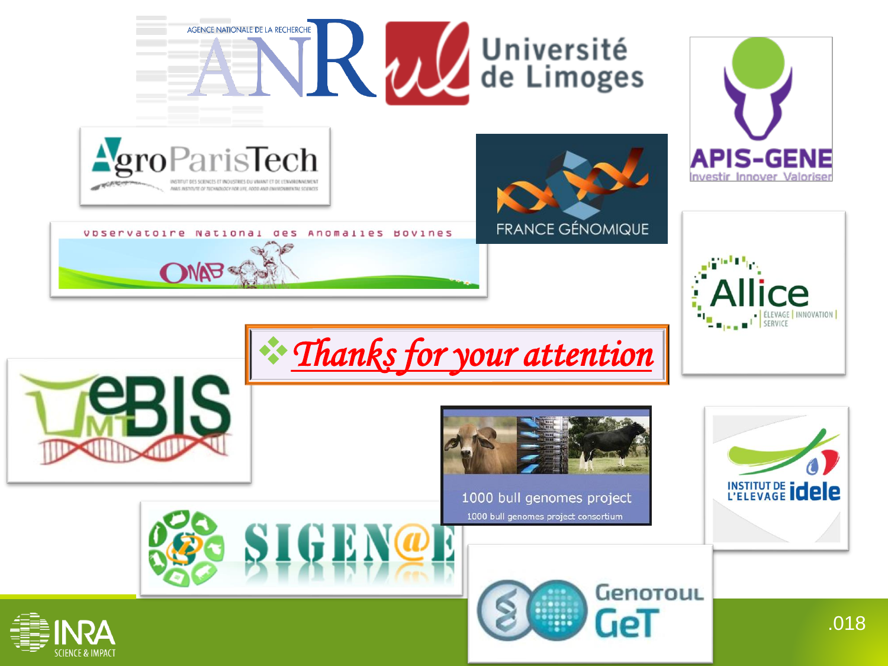AGENCE NATIONALE DE LA RECHERCHE
ANR

Université de Limoges

APIS-GENE
Investir Innover Valoriser

AgroParisTech
INSTITUT DES SCIENCES ET INDUSTRIES DU VIVANT ET DE L'ENVIRONNEMENT
PARIS INSTITUTE OF TECHNOLOGY FOR LIFE, FOOD AND ENVIRONMENTAL SCIENCES

FRANCE GÉNOMIQUE

Observatoire National des Anomalies Bovines
ONAB

Allice
ÉLEVAGE | INNOVATION | SERVICE

*Thanks for your attention*

UMT eBIS

1000 bull genomes project
1000 bull genomes project consortium

INSTITUT DE L'ELEVAGE idele

SIGEN@E

Genotoul GeT

INRA
SCIENCE & IMPACT